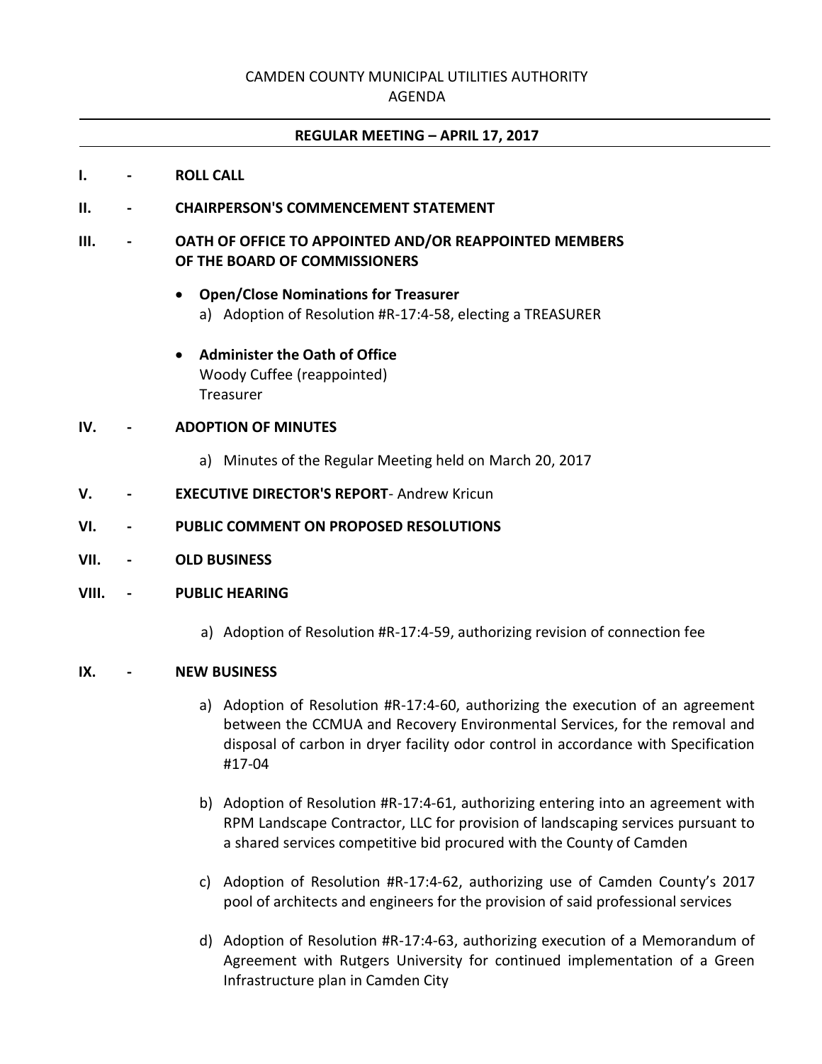# CAMDEN COUNTY MUNICIPAL UTILITIES AUTHORITY
## AGENDA

---

**REGULAR MEETING – APRIL 17, 2017**

---

**I. - ROLL CALL**

**II. - CHAIRPERSON'S COMMENCEMENT STATEMENT**

**III. - OATH OF OFFICE TO APPOINTED AND/OR REAPPOINTED MEMBERS OF THE BOARD OF COMMISSIONERS**

- **Open/Close Nominations for Treasurer**
  a) Adoption of Resolution #R-17:4-58, electing a TREASURER

- **Administer the Oath of Office**
  Woody Cuffee (reappointed)
  Treasurer

**IV. - ADOPTION OF MINUTES**

a) Minutes of the Regular Meeting held on March 20, 2017

**V. - EXECUTIVE DIRECTOR'S REPORT**- Andrew Kricun

**VI. - PUBLIC COMMENT ON PROPOSED RESOLUTIONS**

**VII. - OLD BUSINESS**

**VIII. - PUBLIC HEARING**

a) Adoption of Resolution #R-17:4-59, authorizing revision of connection fee

**IX. - NEW BUSINESS**

a) Adoption of Resolution #R-17:4-60, authorizing the execution of an agreement between the CCMUA and Recovery Environmental Services, for the removal and disposal of carbon in dryer facility odor control in accordance with Specification #17-04

b) Adoption of Resolution #R-17:4-61, authorizing entering into an agreement with RPM Landscape Contractor, LLC for provision of landscaping services pursuant to a shared services competitive bid procured with the County of Camden

c) Adoption of Resolution #R-17:4-62, authorizing use of Camden County's 2017 pool of architects and engineers for the provision of said professional services

d) Adoption of Resolution #R-17:4-63, authorizing execution of a Memorandum of Agreement with Rutgers University for continued implementation of a Green Infrastructure plan in Camden City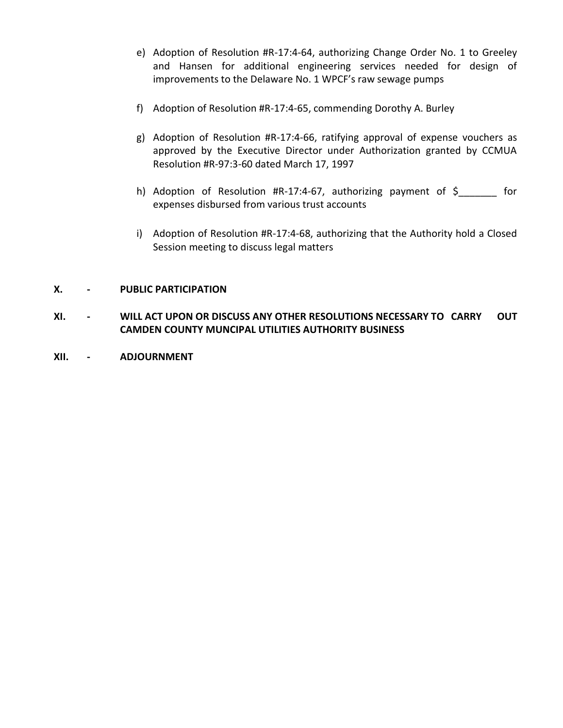e) Adoption of Resolution #R-17:4-64, authorizing Change Order No. 1 to Greeley and Hansen for additional engineering services needed for design of improvements to the Delaware No. 1 WPCF's raw sewage pumps

f) Adoption of Resolution #R-17:4-65, commending Dorothy A. Burley

g) Adoption of Resolution #R-17:4-66, ratifying approval of expense vouchers as approved by the Executive Director under Authorization granted by CCMUA Resolution #R-97:3-60 dated March 17, 1997

h) Adoption of Resolution #R-17:4-67, authorizing payment of $_______ for expenses disbursed from various trust accounts

i) Adoption of Resolution #R-17:4-68, authorizing that the Authority hold a Closed Session meeting to discuss legal matters

**X. - PUBLIC PARTICIPATION**

**XI. - WILL ACT UPON OR DISCUSS ANY OTHER RESOLUTIONS NECESSARY TO CARRY OUT CAMDEN COUNTY MUNCIPAL UTILITIES AUTHORITY BUSINESS**

**XII. - ADJOURNMENT**